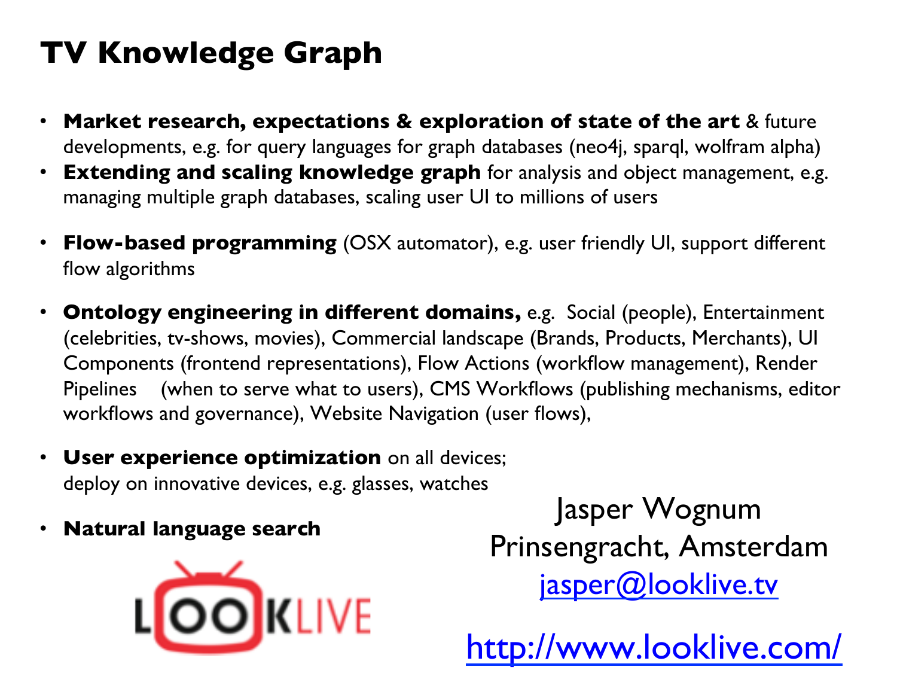# TV Knowledge Graph

- **Market research, expectations & exploration of state of the art** & future developments, e.g. for query languages for graph databases (neo4j, sparql, wolfram alpha)
- **Extending and scaling knowledge graph** for analysis and object management, e.g. managing multiple graph databases, scaling user UI to millions of users
- **Flow-based programming** (OSX automator), e.g. user friendly UI, support different flow algorithms
- **Ontology engineering in different domains,** e.g. Social (people), Entertainment (celebrities, tv-shows, movies), Commercial landscape (Brands, Products, Merchants), UI Components (frontend representations), Flow Actions (workflow management), Render Pipelines (when to serve what to users), CMS Workflows (publishing mechanisms, editor workflows and governance), Website Navigation (user flows),
- **User experience optimization** on all devices; deploy on innovative devices, e.g. glasses, watches
- **Natural language search**

LOOKLIVE

Jasper Wognum
Prinsengracht, Amsterdam
jasper@looklive.tv

http://www.looklive.com/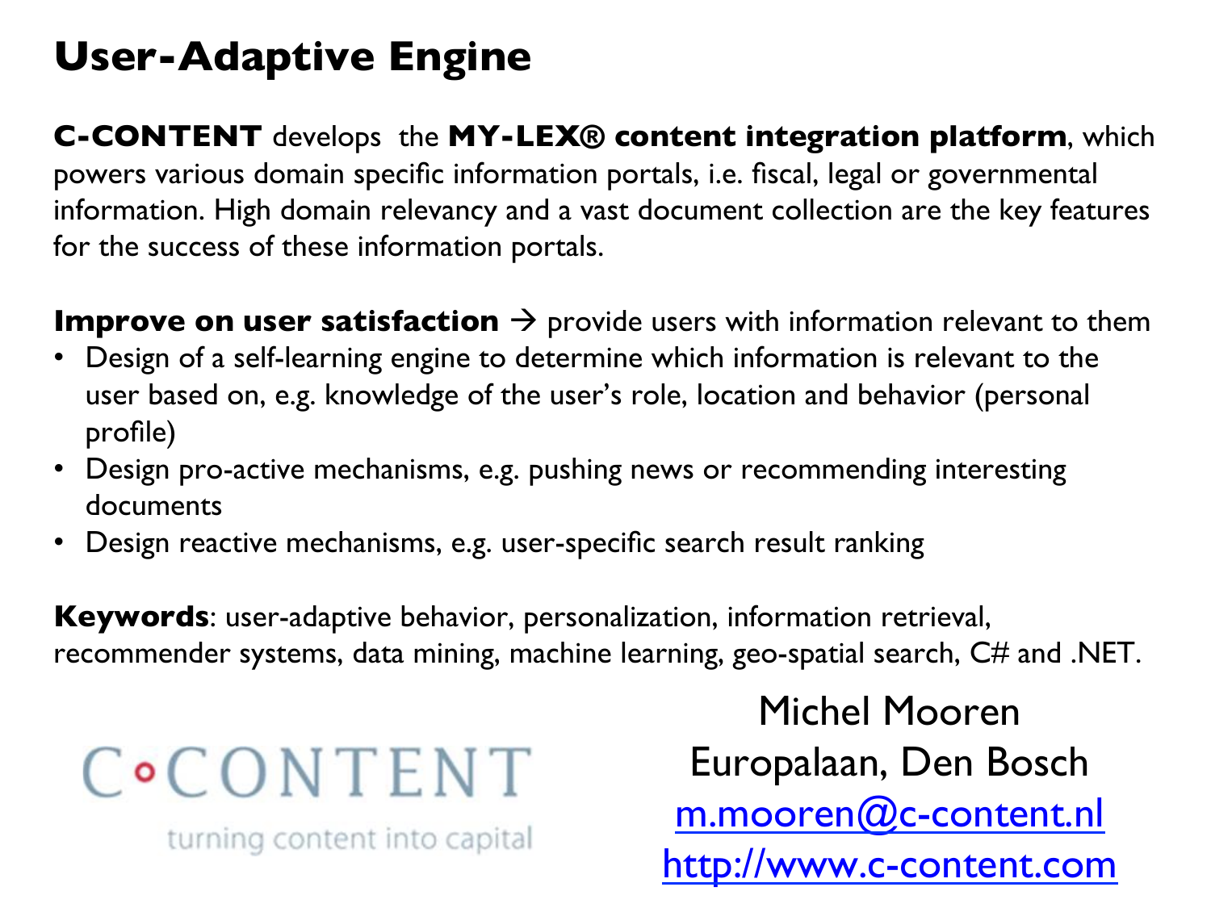# User-Adaptive Engine

**C-CONTENT** develops the **MY-LEX® content integration platform**, which powers various domain specific information portals, i.e. fiscal, legal or governmental information. High domain relevancy and a vast document collection are the key features for the success of these information portals.

**Improve on user satisfaction** → provide users with information relevant to them

- Design of a self-learning engine to determine which information is relevant to the user based on, e.g. knowledge of the user's role, location and behavior (personal profile)
- Design pro-active mechanisms, e.g. pushing news or recommending interesting documents
- Design reactive mechanisms, e.g. user-specific search result ranking

**Keywords**: user-adaptive behavior, personalization, information retrieval, recommender systems, data mining, machine learning, geo-spatial search, C# and .NET.

C•CONTENT

turning content into capital

Michel Mooren

Europalaan, Den Bosch

m.mooren@c-content.nl

http://www.c-content.com